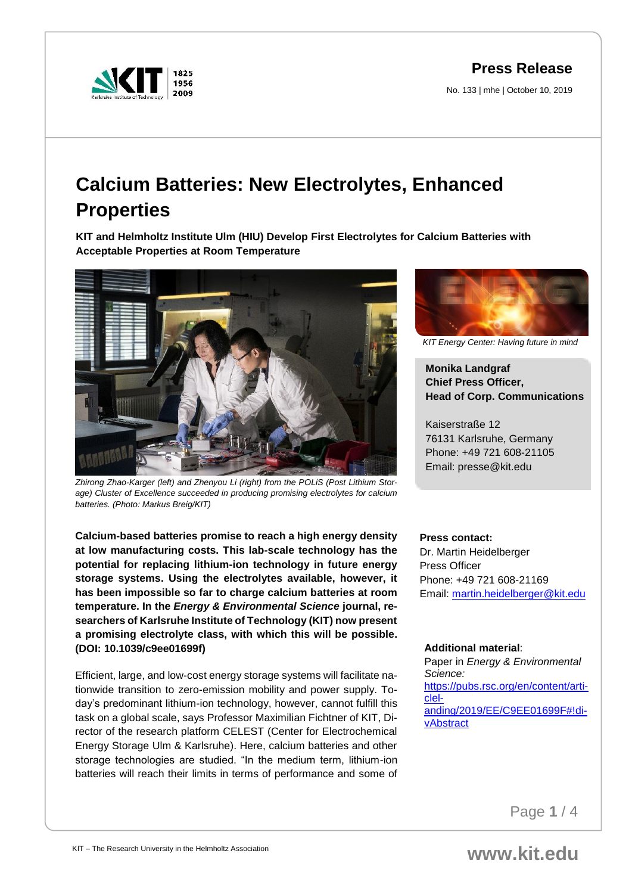# Press Release

No. 133 | mhe | October 10, 2019

# Calcium Batteries: New Electrolytes, Enhanced Properties

**KIT and Helmholtz Institute Ulm (HIU) Develop First Electrolytes for Calcium Batteries with Acceptable Properties at Room Temperature**

*Zhirong Zhao-Karger (left) and Zhenyou Li (right) from the POLiS (Post Lithium Storage) Cluster of Excellence succeeded in producing promising electrolytes for calcium batteries. (Photo: Markus Breig/KIT)*

**Calcium-based batteries promise to reach a high energy density at low manufacturing costs. This lab-scale technology has the potential for replacing lithium-ion technology in future energy storage systems. Using the electrolytes available, however, it has been impossible so far to charge calcium batteries at room temperature. In the *Energy & Environmental Science* journal, researchers of Karlsruhe Institute of Technology (KIT) now present a promising electrolyte class, with which this will be possible. (DOI: 10.1039/c9ee01699f)**

Efficient, large, and low-cost energy storage systems will facilitate nationwide transition to zero-emission mobility and power supply. Today's predominant lithium-ion technology, however, cannot fulfill this task on a global scale, says Professor Maximilian Fichtner of KIT, Director of the research platform CELEST (Center for Electrochemical Energy Storage Ulm & Karlsruhe). Here, calcium batteries and other storage technologies are studied. "In the medium term, lithium-ion batteries will reach their limits in terms of performance and some of

*KIT Energy Center: Having future in mind*

**Monika Landgraf**
**Chief Press Officer,**
**Head of Corp. Communications**

Kaiserstraße 12
76131 Karlsruhe, Germany
Phone: +49 721 608-21105
Email: presse@kit.edu

**Press contact:**
Dr. Martin Heidelberger
Press Officer
Phone: +49 721 608-21169
Email: martin.heidelberger@kit.edu

**Additional material**:
Paper in *Energy & Environmental Science:*
https://pubs.rsc.org/en/content/articlelanding/2019/EE/C9EE01699F#!divAbstract

KIT – The Research University in the Helmholtz Association

www.kit.edu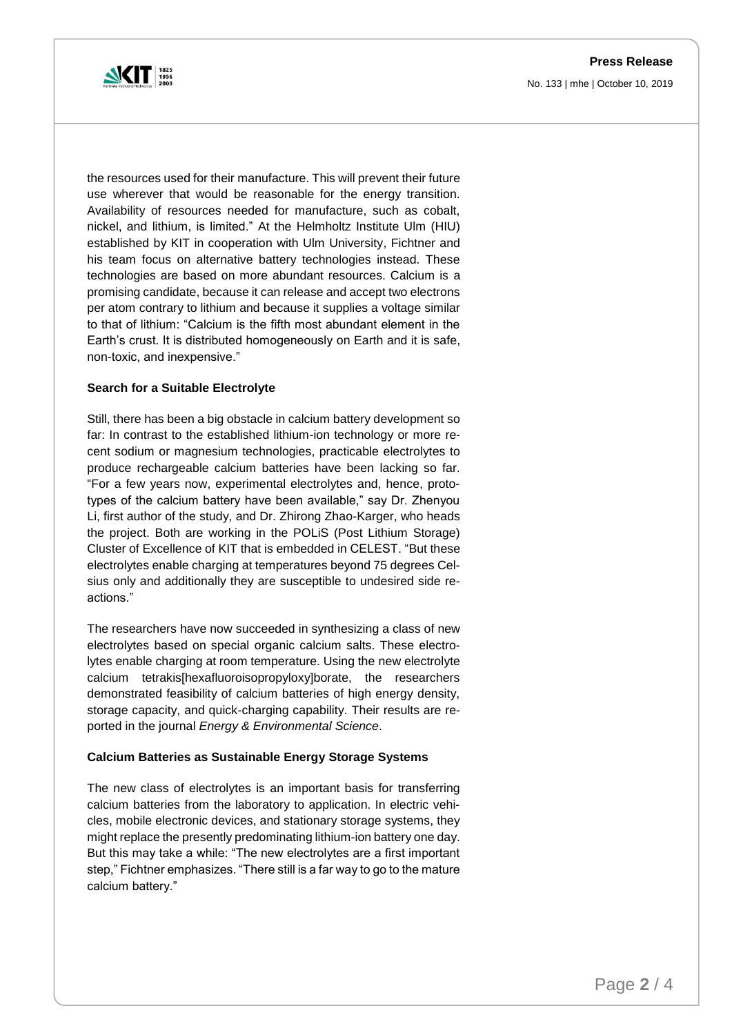the resources used for their manufacture. This will prevent their future use wherever that would be reasonable for the energy transition. Availability of resources needed for manufacture, such as cobalt, nickel, and lithium, is limited." At the Helmholtz Institute Ulm (HIU) established by KIT in cooperation with Ulm University, Fichtner and his team focus on alternative battery technologies instead. These technologies are based on more abundant resources. Calcium is a promising candidate, because it can release and accept two electrons per atom contrary to lithium and because it supplies a voltage similar to that of lithium: "Calcium is the fifth most abundant element in the Earth's crust. It is distributed homogeneously on Earth and it is safe, non-toxic, and inexpensive."

**Search for a Suitable Electrolyte**

Still, there has been a big obstacle in calcium battery development so far: In contrast to the established lithium-ion technology or more recent sodium or magnesium technologies, practicable electrolytes to produce rechargeable calcium batteries have been lacking so far. "For a few years now, experimental electrolytes and, hence, prototypes of the calcium battery have been available," say Dr. Zhenyou Li, first author of the study, and Dr. Zhirong Zhao-Karger, who heads the project. Both are working in the POLiS (Post Lithium Storage) Cluster of Excellence of KIT that is embedded in CELEST. "But these electrolytes enable charging at temperatures beyond 75 degrees Celsius only and additionally they are susceptible to undesired side reactions."

The researchers have now succeeded in synthesizing a class of new electrolytes based on special organic calcium salts. These electrolytes enable charging at room temperature. Using the new electrolyte calcium tetrakis[hexafluoroisopropyloxy]borate, the researchers demonstrated feasibility of calcium batteries of high energy density, storage capacity, and quick-charging capability. Their results are reported in the journal *Energy & Environmental Science*.

**Calcium Batteries as Sustainable Energy Storage Systems**

The new class of electrolytes is an important basis for transferring calcium batteries from the laboratory to application. In electric vehicles, mobile electronic devices, and stationary storage systems, they might replace the presently predominating lithium-ion battery one day. But this may take a while: "The new electrolytes are a first important step," Fichtner emphasizes. "There still is a far way to go to the mature calcium battery."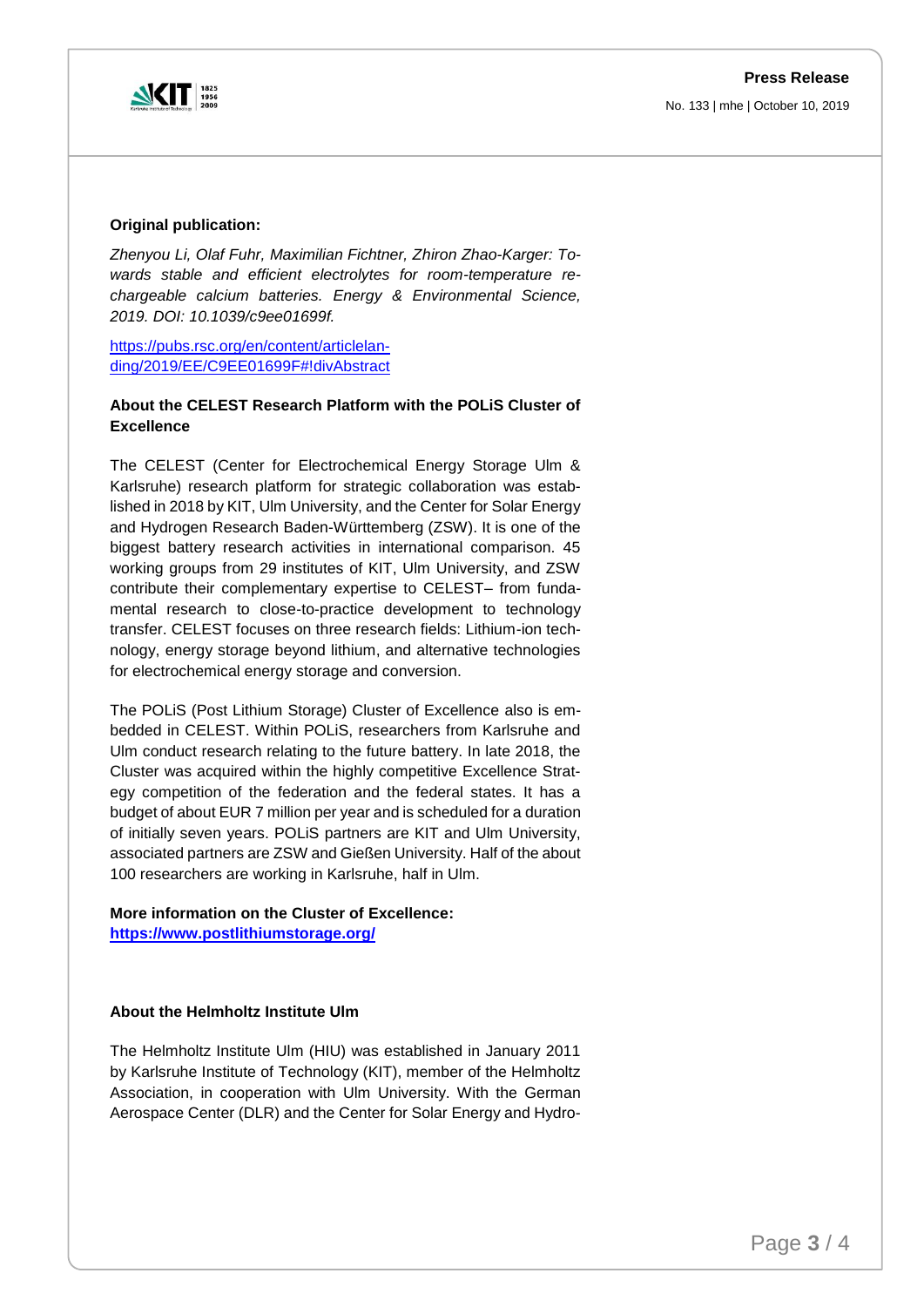**Original publication:**

*Zhenyou Li, Olaf Fuhr, Maximilian Fichtner, Zhiron Zhao-Karger: Towards stable and efficient electrolytes for room-temperature rechargeable calcium batteries. Energy & Environmental Science, 2019. DOI: 10.1039/c9ee01699f.*

https://pubs.rsc.org/en/content/articlelanding/2019/EE/C9EE01699F#!divAbstract

**About the CELEST Research Platform with the POLiS Cluster of Excellence**

The CELEST (Center for Electrochemical Energy Storage Ulm & Karlsruhe) research platform for strategic collaboration was established in 2018 by KIT, Ulm University, and the Center for Solar Energy and Hydrogen Research Baden-Württemberg (ZSW). It is one of the biggest battery research activities in international comparison. 45 working groups from 29 institutes of KIT, Ulm University, and ZSW contribute their complementary expertise to CELEST– from fundamental research to close-to-practice development to technology transfer. CELEST focuses on three research fields: Lithium-ion technology, energy storage beyond lithium, and alternative technologies for electrochemical energy storage and conversion.

The POLiS (Post Lithium Storage) Cluster of Excellence also is embedded in CELEST. Within POLiS, researchers from Karlsruhe and Ulm conduct research relating to the future battery. In late 2018, the Cluster was acquired within the highly competitive Excellence Strategy competition of the federation and the federal states. It has a budget of about EUR 7 million per year and is scheduled for a duration of initially seven years. POLiS partners are KIT and Ulm University, associated partners are ZSW and Gießen University. Half of the about 100 researchers are working in Karlsruhe, half in Ulm.

**More information on the Cluster of Excellence:**
**https://www.postlithiumstorage.org/**

**About the Helmholtz Institute Ulm**

The Helmholtz Institute Ulm (HIU) was established in January 2011 by Karlsruhe Institute of Technology (KIT), member of the Helmholtz Association, in cooperation with Ulm University. With the German Aerospace Center (DLR) and the Center for Solar Energy and Hydro-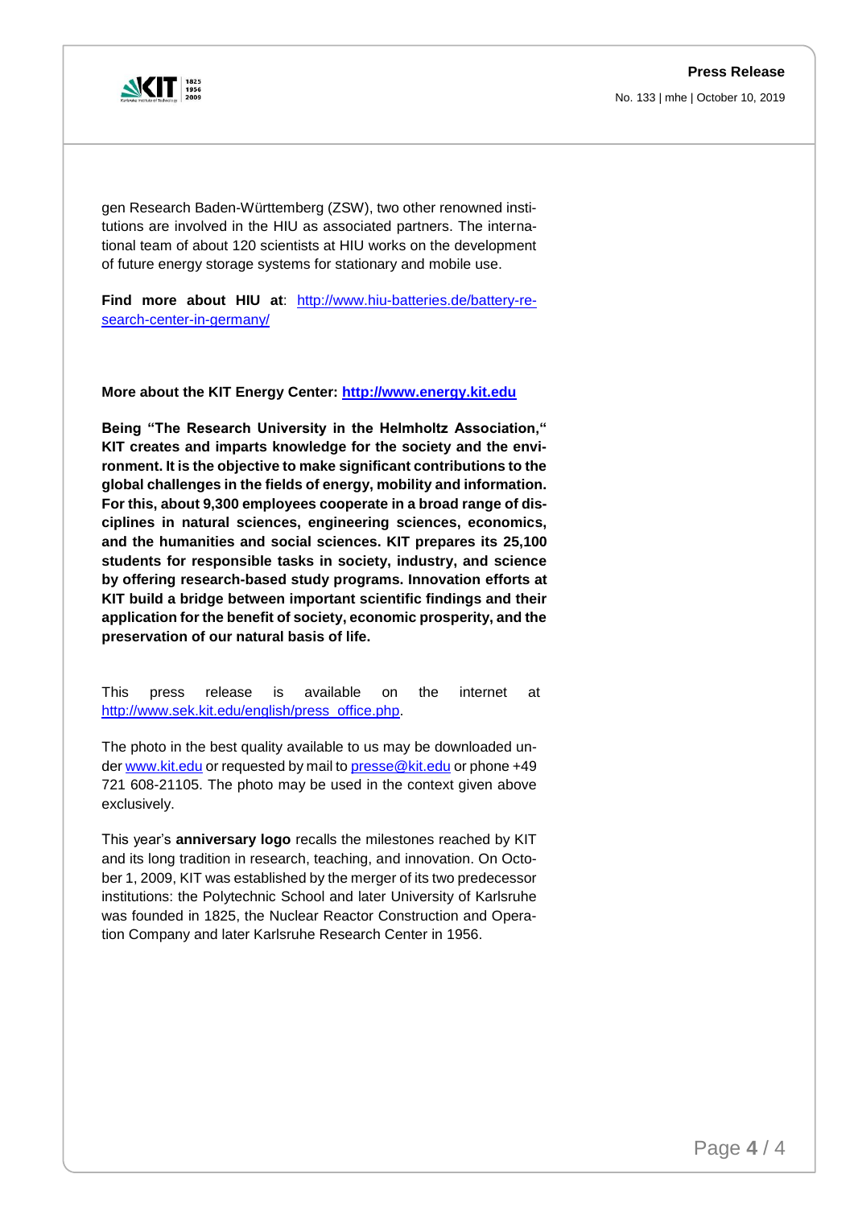gen Research Baden-Württemberg (ZSW), two other renowned institutions are involved in the HIU as associated partners. The international team of about 120 scientists at HIU works on the development of future energy storage systems for stationary and mobile use.

**Find more about HIU at**: http://www.hiu-batteries.de/battery-research-center-in-germany/

**More about the KIT Energy Center: http://www.energy.kit.edu**

**Being "The Research University in the Helmholtz Association," KIT creates and imparts knowledge for the society and the environment. It is the objective to make significant contributions to the global challenges in the fields of energy, mobility and information. For this, about 9,300 employees cooperate in a broad range of disciplines in natural sciences, engineering sciences, economics, and the humanities and social sciences. KIT prepares its 25,100 students for responsible tasks in society, industry, and science by offering research-based study programs. Innovation efforts at KIT build a bridge between important scientific findings and their application for the benefit of society, economic prosperity, and the preservation of our natural basis of life.**

This press release is available on the internet at http://www.sek.kit.edu/english/press_office.php.

The photo in the best quality available to us may be downloaded under www.kit.edu or requested by mail to presse@kit.edu or phone +49 721 608-21105. The photo may be used in the context given above exclusively.

This year's **anniversary logo** recalls the milestones reached by KIT and its long tradition in research, teaching, and innovation. On October 1, 2009, KIT was established by the merger of its two predecessor institutions: the Polytechnic School and later University of Karlsruhe was founded in 1825, the Nuclear Reactor Construction and Operation Company and later Karlsruhe Research Center in 1956.